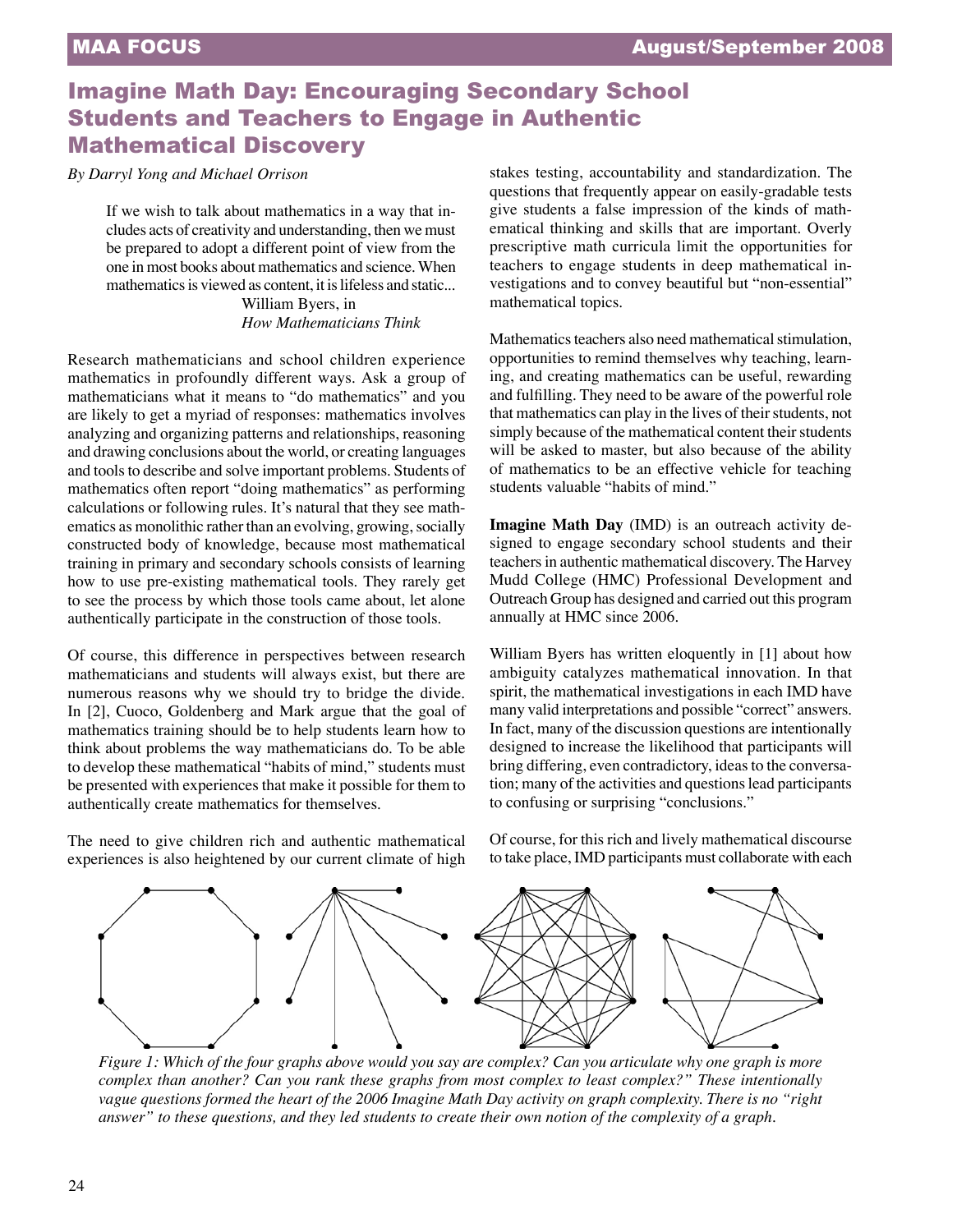# Imagine Math Day: Encouraging Secondary School Students and Teachers to Engage in Authentic Mathematical Discovery

*By Darryl Yong and Michael Orrison*

> If we wish to talk about mathematics in a way that includes acts of creativity and understanding, then we must be prepared to adopt a different point of view from the one in most books about mathematics and science. When mathematics is viewed as content, it is lifeless and static...
>
> William Byers, in *How Mathematicians Think*

Research mathematicians and school children experience mathematics in profoundly different ways. Ask a group of mathematicians what it means to "do mathematics" and you are likely to get a myriad of responses: mathematics involves analyzing and organizing patterns and relationships, reasoning and drawing conclusions about the world, or creating languages and tools to describe and solve important problems. Students of mathematics often report "doing mathematics" as performing calculations or following rules. It's natural that they see mathematics as monolithic rather than an evolving, growing, socially constructed body of knowledge, because most mathematical training in primary and secondary schools consists of learning how to use pre-existing mathematical tools. They rarely get to see the process by which those tools came about, let alone authentically participate in the construction of those tools.

Of course, this difference in perspectives between research mathematicians and students will always exist, but there are numerous reasons why we should try to bridge the divide. In [2], Cuoco, Goldenberg and Mark argue that the goal of mathematics training should be to help students learn how to think about problems the way mathematicians do. To be able to develop these mathematical "habits of mind," students must be presented with experiences that make it possible for them to authentically create mathematics for themselves.

The need to give children rich and authentic mathematical experiences is also heightened by our current climate of high stakes testing, accountability and standardization. The questions that frequently appear on easily-gradable tests give students a false impression of the kinds of mathematical thinking and skills that are important. Overly prescriptive math curricula limit the opportunities for teachers to engage students in deep mathematical investigations and to convey beautiful but "non-essential" mathematical topics.

Mathematics teachers also need mathematical stimulation, opportunities to remind themselves why teaching, learning, and creating mathematics can be useful, rewarding and fulfilling. They need to be aware of the powerful role that mathematics can play in the lives of their students, not simply because of the mathematical content their students will be asked to master, but also because of the ability of mathematics to be an effective vehicle for teaching students valuable "habits of mind."

**Imagine Math Day** (IMD) is an outreach activity designed to engage secondary school students and their teachers in authentic mathematical discovery. The Harvey Mudd College (HMC) Professional Development and Outreach Group has designed and carried out this program annually at HMC since 2006.

William Byers has written eloquently in [1] about how ambiguity catalyzes mathematical innovation. In that spirit, the mathematical investigations in each IMD have many valid interpretations and possible "correct" answers. In fact, many of the discussion questions are intentionally designed to increase the likelihood that participants will bring differing, even contradictory, ideas to the conversation; many of the activities and questions lead participants to confusing or surprising "conclusions."

Of course, for this rich and lively mathematical discourse to take place, IMD participants must collaborate with each

*Figure 1: Which of the four graphs above would you say are complex? Can you articulate why one graph is more complex than another? Can you rank these graphs from most complex to least complex?" These intentionally vague questions formed the heart of the 2006 Imagine Math Day activity on graph complexity. There is no "right answer" to these questions, and they led students to create their own notion of the complexity of a graph.*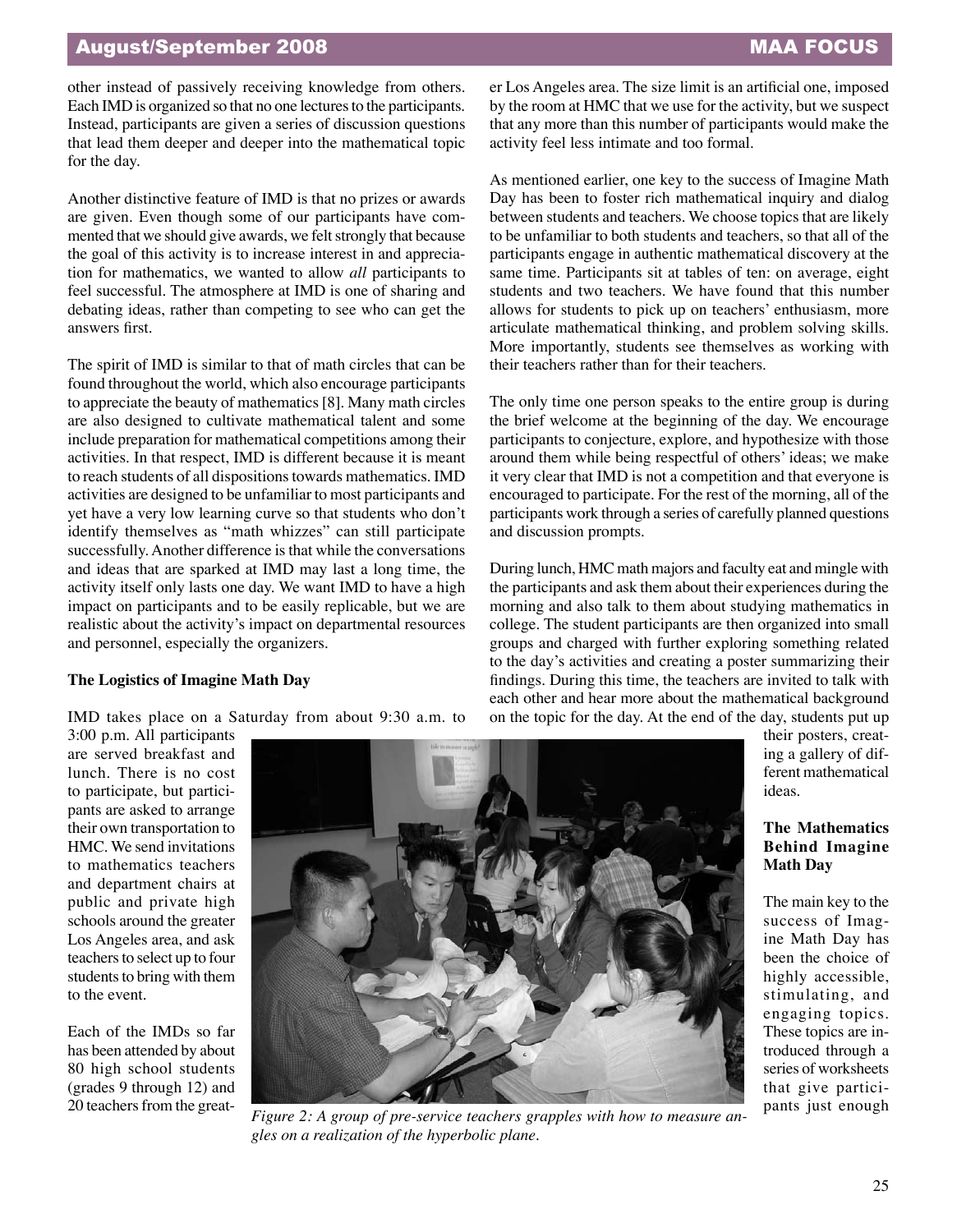other instead of passively receiving knowledge from others. Each IMD is organized so that no one lectures to the participants. Instead, participants are given a series of discussion questions that lead them deeper and deeper into the mathematical topic for the day.

Another distinctive feature of IMD is that no prizes or awards are given. Even though some of our participants have commented that we should give awards, we felt strongly that because the goal of this activity is to increase interest in and appreciation for mathematics, we wanted to allow *all* participants to feel successful. The atmosphere at IMD is one of sharing and debating ideas, rather than competing to see who can get the answers first.

The spirit of IMD is similar to that of math circles that can be found throughout the world, which also encourage participants to appreciate the beauty of mathematics [8]. Many math circles are also designed to cultivate mathematical talent and some include preparation for mathematical competitions among their activities. In that respect, IMD is different because it is meant to reach students of all dispositions towards mathematics. IMD activities are designed to be unfamiliar to most participants and yet have a very low learning curve so that students who don't identify themselves as "math whizzes" can still participate successfully. Another difference is that while the conversations and ideas that are sparked at IMD may last a long time, the activity itself only lasts one day. We want IMD to have a high impact on participants and to be easily replicable, but we are realistic about the activity's impact on departmental resources and personnel, especially the organizers.

**The Logistics of Imagine Math Day**

IMD takes place on a Saturday from about 9:30 a.m. to 3:00 p.m. All participants are served breakfast and lunch. There is no cost to participate, but participants are asked to arrange their own transportation to HMC. We send invitations to mathematics teachers and department chairs at public and private high schools around the greater Los Angeles area, and ask teachers to select up to four students to bring with them to the event.

Each of the IMDs so far has been attended by about 80 high school students (grades 9 through 12) and 20 teachers from the greater Los Angeles area. The size limit is an artificial one, imposed by the room at HMC that we use for the activity, but we suspect that any more than this number of participants would make the activity feel less intimate and too formal.

*Figure 2: A group of pre-service teachers grapples with how to measure angles on a realization of the hyperbolic plane.*

As mentioned earlier, one key to the success of Imagine Math Day has been to foster rich mathematical inquiry and dialog between students and teachers. We choose topics that are likely to be unfamiliar to both students and teachers, so that all of the participants engage in authentic mathematical discovery at the same time. Participants sit at tables of ten: on average, eight students and two teachers. We have found that this number allows for students to pick up on teachers' enthusiasm, more articulate mathematical thinking, and problem solving skills. More importantly, students see themselves as working with their teachers rather than for their teachers.

The only time one person speaks to the entire group is during the brief welcome at the beginning of the day. We encourage participants to conjecture, explore, and hypothesize with those around them while being respectful of others' ideas; we make it very clear that IMD is not a competition and that everyone is encouraged to participate. For the rest of the morning, all of the participants work through a series of carefully planned questions and discussion prompts.

During lunch, HMC math majors and faculty eat and mingle with the participants and ask them about their experiences during the morning and also talk to them about studying mathematics in college. The student participants are then organized into small groups and charged with further exploring something related to the day's activities and creating a poster summarizing their findings. During this time, the teachers are invited to talk with each other and hear more about the mathematical background on the topic for the day. At the end of the day, students put up their posters, creating a gallery of different mathematical ideas.

**The Mathematics Behind Imagine Math Day**

The main key to the success of Imagine Math Day has been the choice of highly accessible, stimulating, and engaging topics. These topics are introduced through a series of worksheets that give participants just enough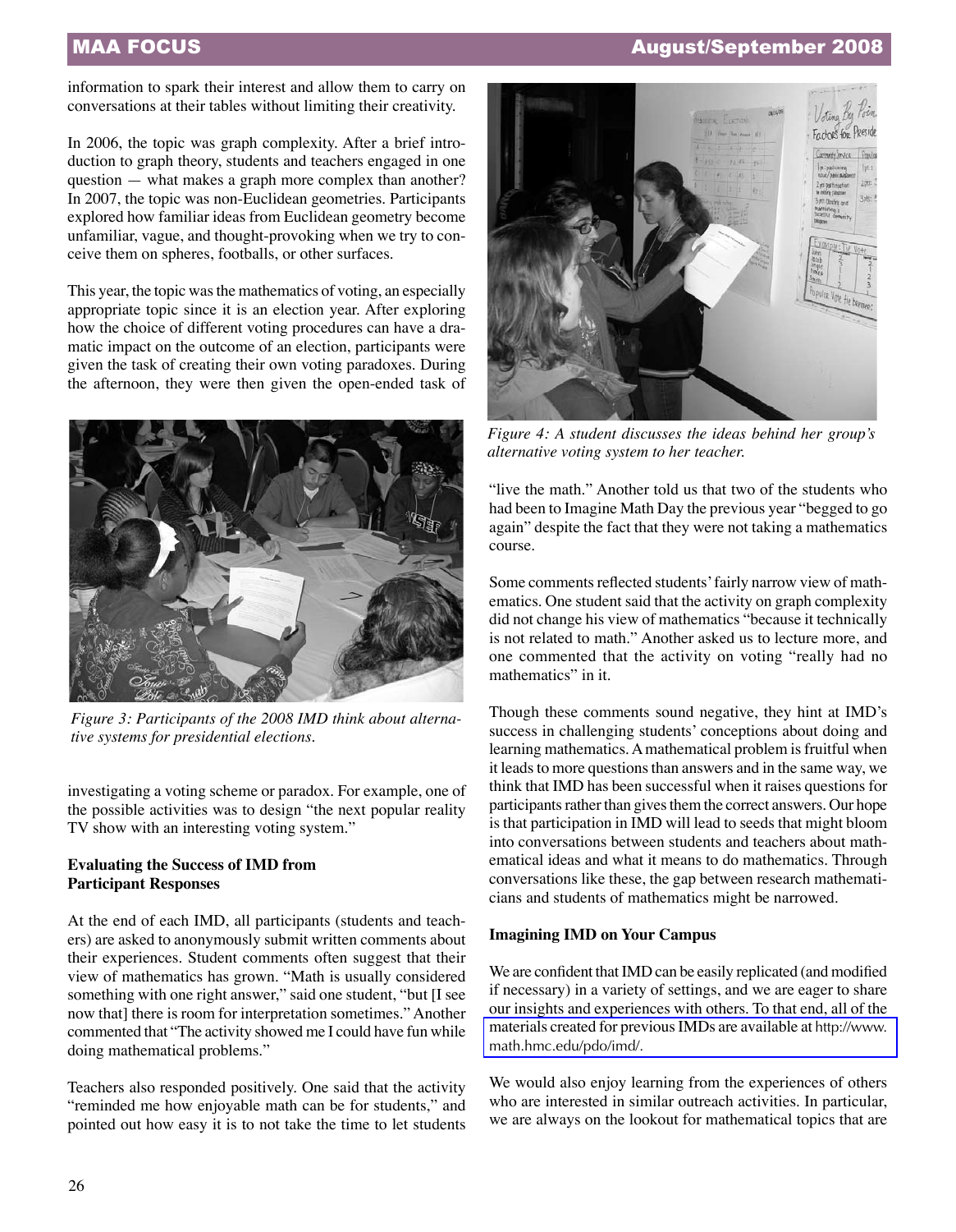information to spark their interest and allow them to carry on conversations at their tables without limiting their creativity.

In 2006, the topic was graph complexity. After a brief introduction to graph theory, students and teachers engaged in one question — what makes a graph more complex than another? In 2007, the topic was non-Euclidean geometries. Participants explored how familiar ideas from Euclidean geometry become unfamiliar, vague, and thought-provoking when we try to conceive them on spheres, footballs, or other surfaces.

This year, the topic was the mathematics of voting, an especially appropriate topic since it is an election year. After exploring how the choice of different voting procedures can have a dramatic impact on the outcome of an election, participants were given the task of creating their own voting paradoxes. During the afternoon, they were then given the open-ended task of investigating a voting scheme or paradox. For example, one of the possible activities was to design "the next popular reality TV show with an interesting voting system."

*Figure 3: Participants of the 2008 IMD think about alternative systems for presidential elections.*

*Figure 4: A student discusses the ideas behind her group's alternative voting system to her teacher.*

**Evaluating the Success of IMD from Participant Responses**

At the end of each IMD, all participants (students and teachers) are asked to anonymously submit written comments about their experiences. Student comments often suggest that their view of mathematics has grown. "Math is usually considered something with one right answer," said one student, "but [I see now that] there is room for interpretation sometimes." Another commented that "The activity showed me I could have fun while doing mathematical problems."

Teachers also responded positively. One said that the activity "reminded me how enjoyable math can be for students," and pointed out how easy it is to not take the time to let students "live the math." Another told us that two of the students who had been to Imagine Math Day the previous year "begged to go again" despite the fact that they were not taking a mathematics course.

Some comments reflected students' fairly narrow view of mathematics. One student said that the activity on graph complexity did not change his view of mathematics "because it technically is not related to math." Another asked us to lecture more, and one commented that the activity on voting "really had no mathematics" in it.

Though these comments sound negative, they hint at IMD's success in challenging students' conceptions about doing and learning mathematics. A mathematical problem is fruitful when it leads to more questions than answers and in the same way, we think that IMD has been successful when it raises questions for participants rather than gives them the correct answers. Our hope is that participation in IMD will lead to seeds that might bloom into conversations between students and teachers about mathematical ideas and what it means to do mathematics. Through conversations like these, the gap between research mathematicians and students of mathematics might be narrowed.

**Imagining IMD on Your Campus**

We are confident that IMD can be easily replicated (and modified if necessary) in a variety of settings, and we are eager to share our insights and experiences with others. To that end, all of the materials created for previous IMDs are available at http://www.math.hmc.edu/pdo/imd/.

We would also enjoy learning from the experiences of others who are interested in similar outreach activities. In particular, we are always on the lookout for mathematical topics that are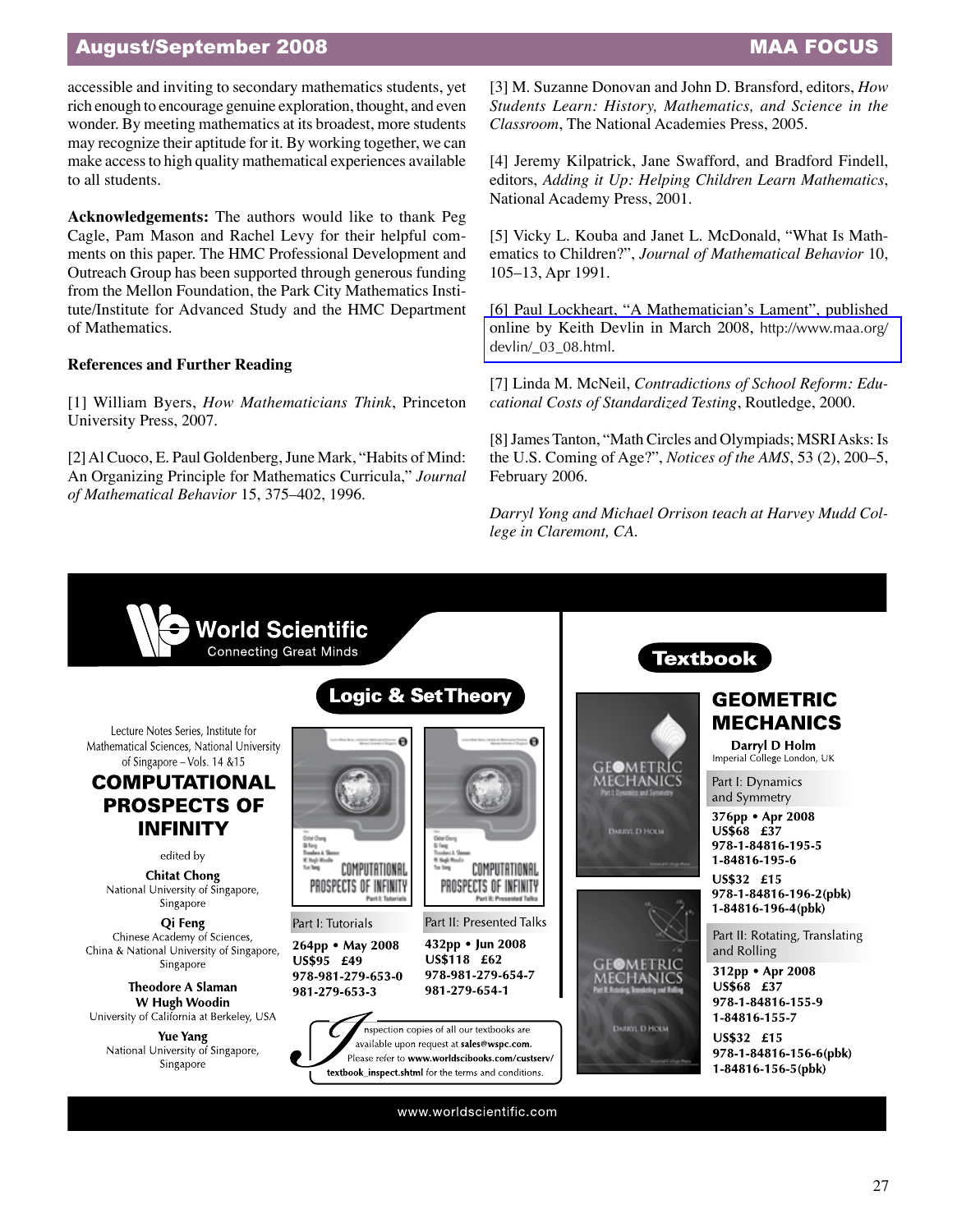accessible and inviting to secondary mathematics students, yet rich enough to encourage genuine exploration, thought, and even wonder. By meeting mathematics at its broadest, more students may recognize their aptitude for it. By working together, we can make access to high quality mathematical experiences available to all students.

**Acknowledgements:** The authors would like to thank Peg Cagle, Pam Mason and Rachel Levy for their helpful comments on this paper. The HMC Professional Development and Outreach Group has been supported through generous funding from the Mellon Foundation, the Park City Mathematics Institute/Institute for Advanced Study and the HMC Department of Mathematics.

**References and Further Reading**

[1] William Byers, *How Mathematicians Think*, Princeton University Press, 2007.

[2] Al Cuoco, E. Paul Goldenberg, June Mark, "Habits of Mind: An Organizing Principle for Mathematics Curricula," *Journal of Mathematical Behavior* 15, 375–402, 1996.

[3] M. Suzanne Donovan and John D. Bransford, editors, *How Students Learn: History, Mathematics, and Science in the Classroom*, The National Academies Press, 2005.

[4] Jeremy Kilpatrick, Jane Swafford, and Bradford Findell, editors, *Adding it Up: Helping Children Learn Mathematics*, National Academy Press, 2001.

[5] Vicky L. Kouba and Janet L. McDonald, "What Is Mathematics to Children?", *Journal of Mathematical Behavior* 10, 105–13, Apr 1991.

[6] Paul Lockheart, "A Mathematician's Lament", published online by Keith Devlin in March 2008, http://www.maa.org/devlin/_03_08.html.

[7] Linda M. McNeil, *Contradictions of School Reform: Educational Costs of Standardized Testing*, Routledge, 2000.

[8] James Tanton, "Math Circles and Olympiads; MSRI Asks: Is the U.S. Coming of Age?", *Notices of the AMS*, 53 (2), 200–5, February 2006.

*Darryl Yong and Michael Orrison teach at Harvey Mudd College in Claremont, CA.*

---

**World Scientific**
Connecting Great Minds

**Logic & Set Theory**

Lecture Notes Series, Institute for Mathematical Sciences, National University of Singapore – Vols. 14 &15

**COMPUTATIONAL PROSPECTS OF INFINITY**

edited by

**Chitat Chong**
National University of Singapore, Singapore

**Qi Feng**
Chinese Academy of Sciences, China & National University of Singapore, Singapore

**Theodore A Slaman**
**W Hugh Woodin**
University of California at Berkeley, USA

**Yue Yang**
National University of Singapore, Singapore

Part I: Tutorials
**264pp • May 2008**
**US$95 £49**
**978-981-279-653-0**
**981-279-653-3**

Part II: Presented Talks
**432pp • Jun 2008**
**US$118 £62**
**978-981-279-654-7**
**981-279-654-1**

Inspection copies of all our textbooks are available upon request at **sales@wspc.com.** Please refer to **www.worldscibooks.com/custserv/textbook_inspect.shtml** for the terms and conditions.

**Textbook**

**GEOMETRIC MECHANICS**

**Darryl D Holm**
Imperial College London, UK

Part I: Dynamics and Symmetry
**376pp • Apr 2008**
**US$68 £37**
**978-1-84816-195-5**
**1-84816-195-6**
**US$32 £15**
**978-1-84816-196-2(pbk)**
**1-84816-196-4(pbk)**

Part II: Rotating, Translating and Rolling
**312pp • Apr 2008**
**US$68 £37**
**978-1-84816-155-9**
**1-84816-155-7**
**US$32 £15**
**978-1-84816-156-6(pbk)**
**1-84816-156-5(pbk)**

www.worldscientific.com